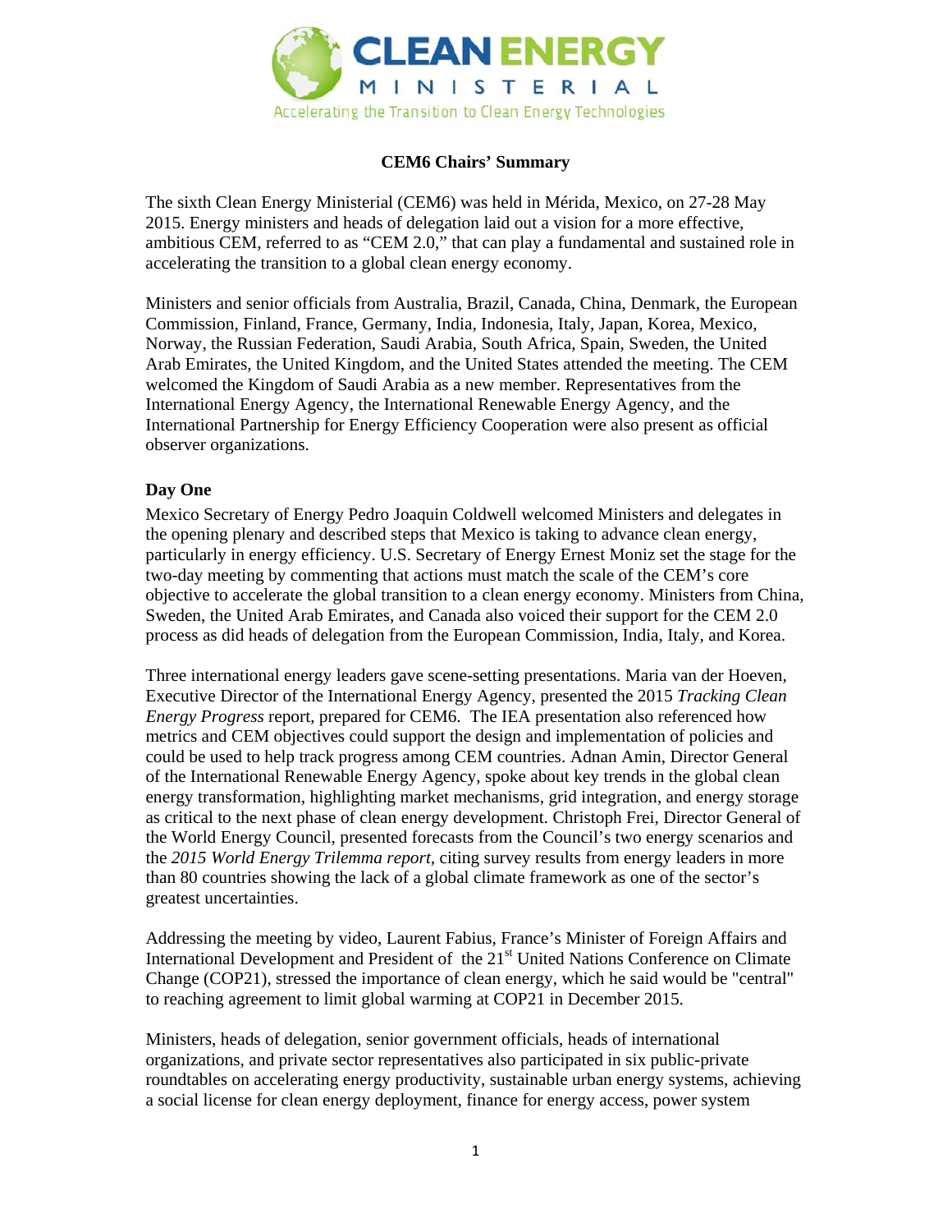# CEM6 Chairs' Summary

The sixth Clean Energy Ministerial (CEM6) was held in Mérida, Mexico, on 27-28 May 2015. Energy ministers and heads of delegation laid out a vision for a more effective, ambitious CEM, referred to as "CEM 2.0," that can play a fundamental and sustained role in accelerating the transition to a global clean energy economy.

Ministers and senior officials from Australia, Brazil, Canada, China, Denmark, the European Commission, Finland, France, Germany, India, Indonesia, Italy, Japan, Korea, Mexico, Norway, the Russian Federation, Saudi Arabia, South Africa, Spain, Sweden, the United Arab Emirates, the United Kingdom, and the United States attended the meeting. The CEM welcomed the Kingdom of Saudi Arabia as a new member. Representatives from the International Energy Agency, the International Renewable Energy Agency, and the International Partnership for Energy Efficiency Cooperation were also present as official observer organizations.

## Day One

Mexico Secretary of Energy Pedro Joaquin Coldwell welcomed Ministers and delegates in the opening plenary and described steps that Mexico is taking to advance clean energy, particularly in energy efficiency. U.S. Secretary of Energy Ernest Moniz set the stage for the two-day meeting by commenting that actions must match the scale of the CEM's core objective to accelerate the global transition to a clean energy economy. Ministers from China, Sweden, the United Arab Emirates, and Canada also voiced their support for the CEM 2.0 process as did heads of delegation from the European Commission, India, Italy, and Korea.

Three international energy leaders gave scene-setting presentations. Maria van der Hoeven, Executive Director of the International Energy Agency, presented the 2015 *Tracking Clean Energy Progress* report, prepared for CEM6. The IEA presentation also referenced how metrics and CEM objectives could support the design and implementation of policies and could be used to help track progress among CEM countries. Adnan Amin, Director General of the International Renewable Energy Agency, spoke about key trends in the global clean energy transformation, highlighting market mechanisms, grid integration, and energy storage as critical to the next phase of clean energy development. Christoph Frei, Director General of the World Energy Council, presented forecasts from the Council's two energy scenarios and the *2015 World Energy Trilemma report*, citing survey results from energy leaders in more than 80 countries showing the lack of a global climate framework as one of the sector's greatest uncertainties.

Addressing the meeting by video, Laurent Fabius, France's Minister of Foreign Affairs and International Development and President of the 21st United Nations Conference on Climate Change (COP21), stressed the importance of clean energy, which he said would be "central" to reaching agreement to limit global warming at COP21 in December 2015.

Ministers, heads of delegation, senior government officials, heads of international organizations, and private sector representatives also participated in six public-private roundtables on accelerating energy productivity, sustainable urban energy systems, achieving a social license for clean energy deployment, finance for energy access, power system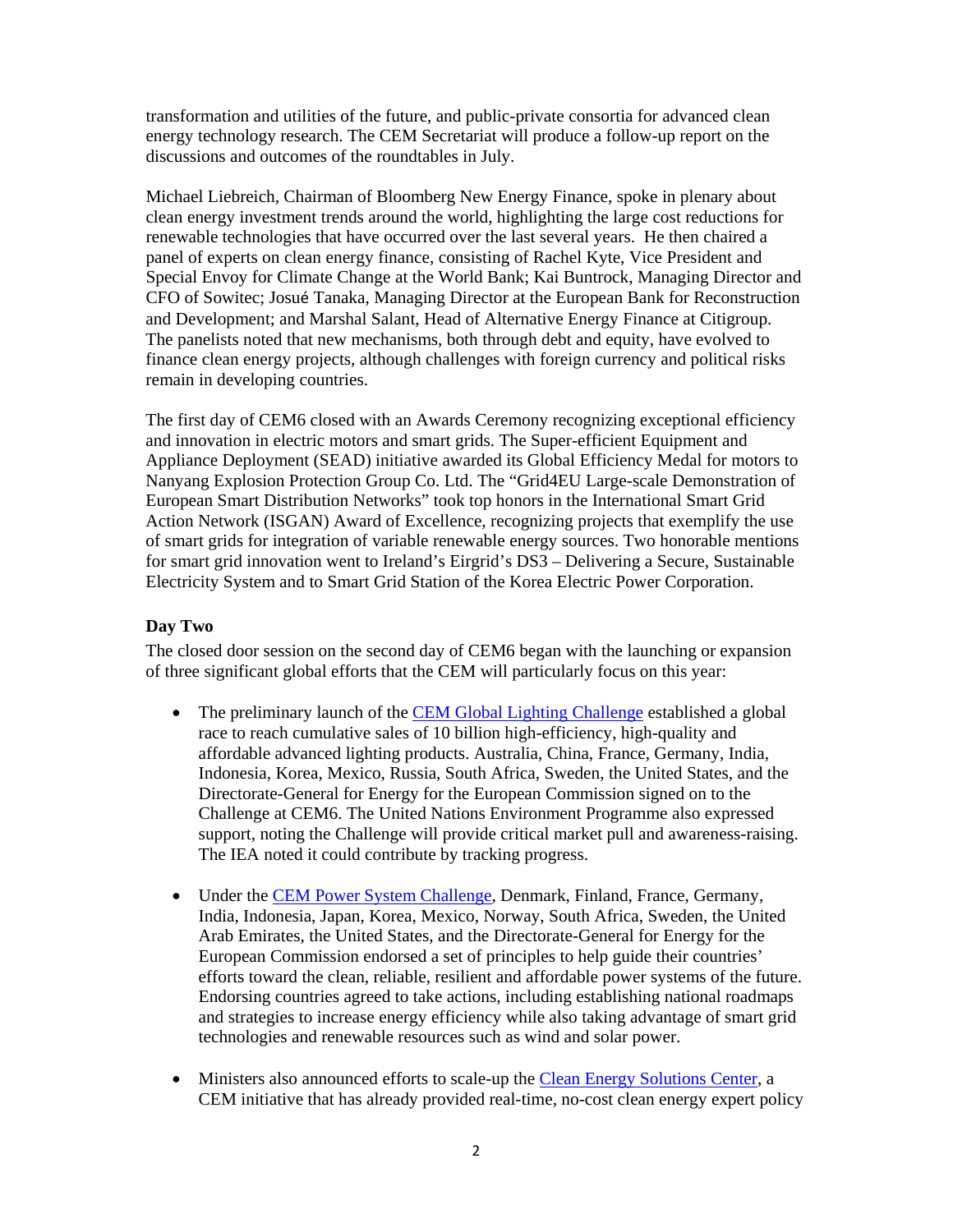transformation and utilities of the future, and public-private consortia for advanced clean energy technology research. The CEM Secretariat will produce a follow-up report on the discussions and outcomes of the roundtables in July.

Michael Liebreich, Chairman of Bloomberg New Energy Finance, spoke in plenary about clean energy investment trends around the world, highlighting the large cost reductions for renewable technologies that have occurred over the last several years. He then chaired a panel of experts on clean energy finance, consisting of Rachel Kyte, Vice President and Special Envoy for Climate Change at the World Bank; Kai Buntrock, Managing Director and CFO of Sowitec; Josué Tanaka, Managing Director at the European Bank for Reconstruction and Development; and Marshal Salant, Head of Alternative Energy Finance at Citigroup. The panelists noted that new mechanisms, both through debt and equity, have evolved to finance clean energy projects, although challenges with foreign currency and political risks remain in developing countries.

The first day of CEM6 closed with an Awards Ceremony recognizing exceptional efficiency and innovation in electric motors and smart grids. The Super-efficient Equipment and Appliance Deployment (SEAD) initiative awarded its Global Efficiency Medal for motors to Nanyang Explosion Protection Group Co. Ltd. The "Grid4EU Large-scale Demonstration of European Smart Distribution Networks" took top honors in the International Smart Grid Action Network (ISGAN) Award of Excellence, recognizing projects that exemplify the use of smart grids for integration of variable renewable energy sources. Two honorable mentions for smart grid innovation went to Ireland's Eirgrid's DS3 – Delivering a Secure, Sustainable Electricity System and to Smart Grid Station of the Korea Electric Power Corporation.

**Day Two**

The closed door session on the second day of CEM6 began with the launching or expansion of three significant global efforts that the CEM will particularly focus on this year:

- The preliminary launch of the CEM Global Lighting Challenge established a global race to reach cumulative sales of 10 billion high-efficiency, high-quality and affordable advanced lighting products. Australia, China, France, Germany, India, Indonesia, Korea, Mexico, Russia, South Africa, Sweden, the United States, and the Directorate-General for Energy for the European Commission signed on to the Challenge at CEM6. The United Nations Environment Programme also expressed support, noting the Challenge will provide critical market pull and awareness-raising. The IEA noted it could contribute by tracking progress.

- Under the CEM Power System Challenge, Denmark, Finland, France, Germany, India, Indonesia, Japan, Korea, Mexico, Norway, South Africa, Sweden, the United Arab Emirates, the United States, and the Directorate-General for Energy for the European Commission endorsed a set of principles to help guide their countries' efforts toward the clean, reliable, resilient and affordable power systems of the future. Endorsing countries agreed to take actions, including establishing national roadmaps and strategies to increase energy efficiency while also taking advantage of smart grid technologies and renewable resources such as wind and solar power.

- Ministers also announced efforts to scale-up the Clean Energy Solutions Center, a CEM initiative that has already provided real-time, no-cost clean energy expert policy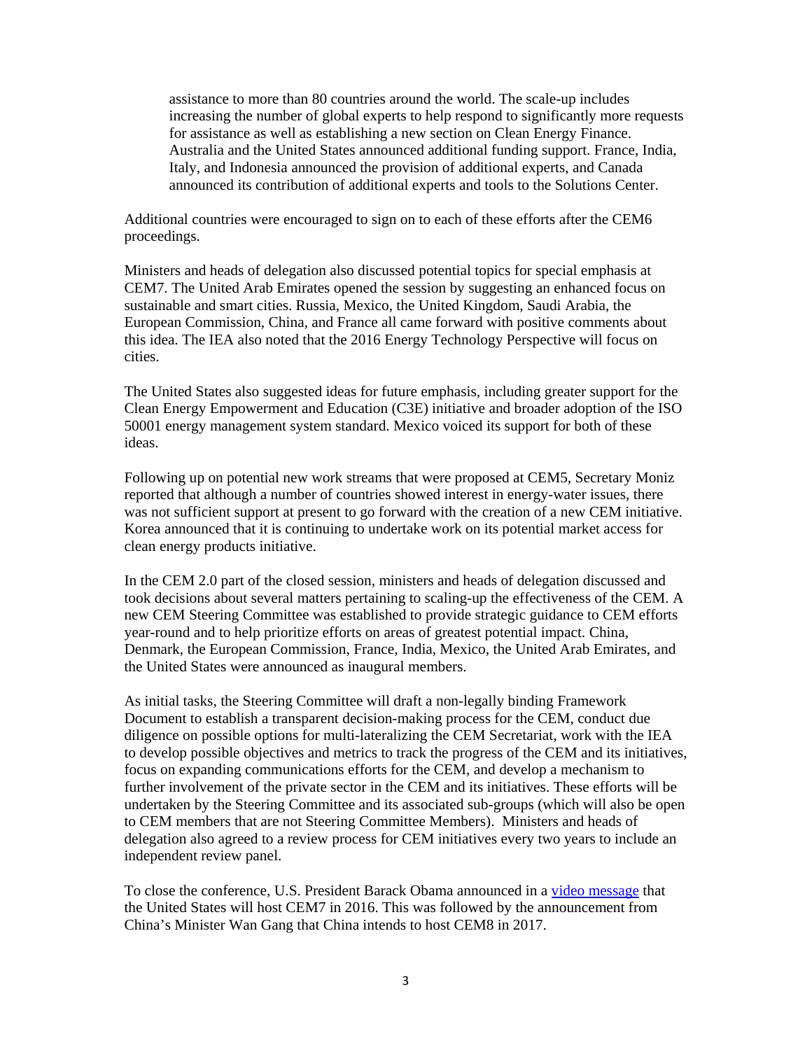assistance to more than 80 countries around the world. The scale-up includes increasing the number of global experts to help respond to significantly more requests for assistance as well as establishing a new section on Clean Energy Finance. Australia and the United States announced additional funding support. France, India, Italy, and Indonesia announced the provision of additional experts, and Canada announced its contribution of additional experts and tools to the Solutions Center.

Additional countries were encouraged to sign on to each of these efforts after the CEM6 proceedings.

Ministers and heads of delegation also discussed potential topics for special emphasis at CEM7. The United Arab Emirates opened the session by suggesting an enhanced focus on sustainable and smart cities. Russia, Mexico, the United Kingdom, Saudi Arabia, the European Commission, China, and France all came forward with positive comments about this idea. The IEA also noted that the 2016 Energy Technology Perspective will focus on cities.

The United States also suggested ideas for future emphasis, including greater support for the Clean Energy Empowerment and Education (C3E) initiative and broader adoption of the ISO 50001 energy management system standard. Mexico voiced its support for both of these ideas.

Following up on potential new work streams that were proposed at CEM5, Secretary Moniz reported that although a number of countries showed interest in energy-water issues, there was not sufficient support at present to go forward with the creation of a new CEM initiative. Korea announced that it is continuing to undertake work on its potential market access for clean energy products initiative.

In the CEM 2.0 part of the closed session, ministers and heads of delegation discussed and took decisions about several matters pertaining to scaling-up the effectiveness of the CEM. A new CEM Steering Committee was established to provide strategic guidance to CEM efforts year-round and to help prioritize efforts on areas of greatest potential impact. China, Denmark, the European Commission, France, India, Mexico, the United Arab Emirates, and the United States were announced as inaugural members.

As initial tasks, the Steering Committee will draft a non-legally binding Framework Document to establish a transparent decision-making process for the CEM, conduct due diligence on possible options for multi-lateralizing the CEM Secretariat, work with the IEA to develop possible objectives and metrics to track the progress of the CEM and its initiatives, focus on expanding communications efforts for the CEM, and develop a mechanism to further involvement of the private sector in the CEM and its initiatives. These efforts will be undertaken by the Steering Committee and its associated sub-groups (which will also be open to CEM members that are not Steering Committee Members). Ministers and heads of delegation also agreed to a review process for CEM initiatives every two years to include an independent review panel.

To close the conference, U.S. President Barack Obama announced in a video message that the United States will host CEM7 in 2016. This was followed by the announcement from China's Minister Wan Gang that China intends to host CEM8 in 2017.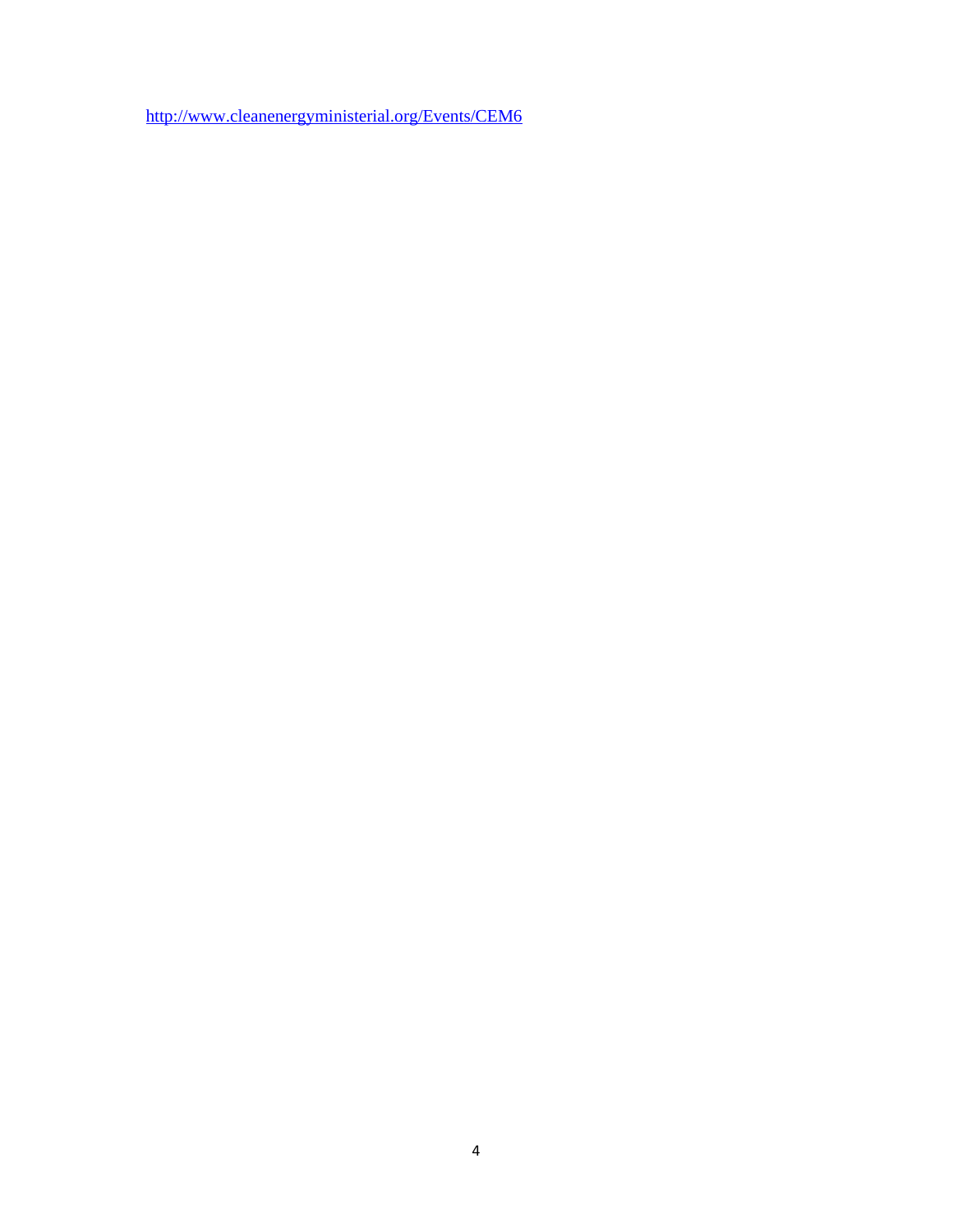http://www.cleanenergyministerial.org/Events/CEM6